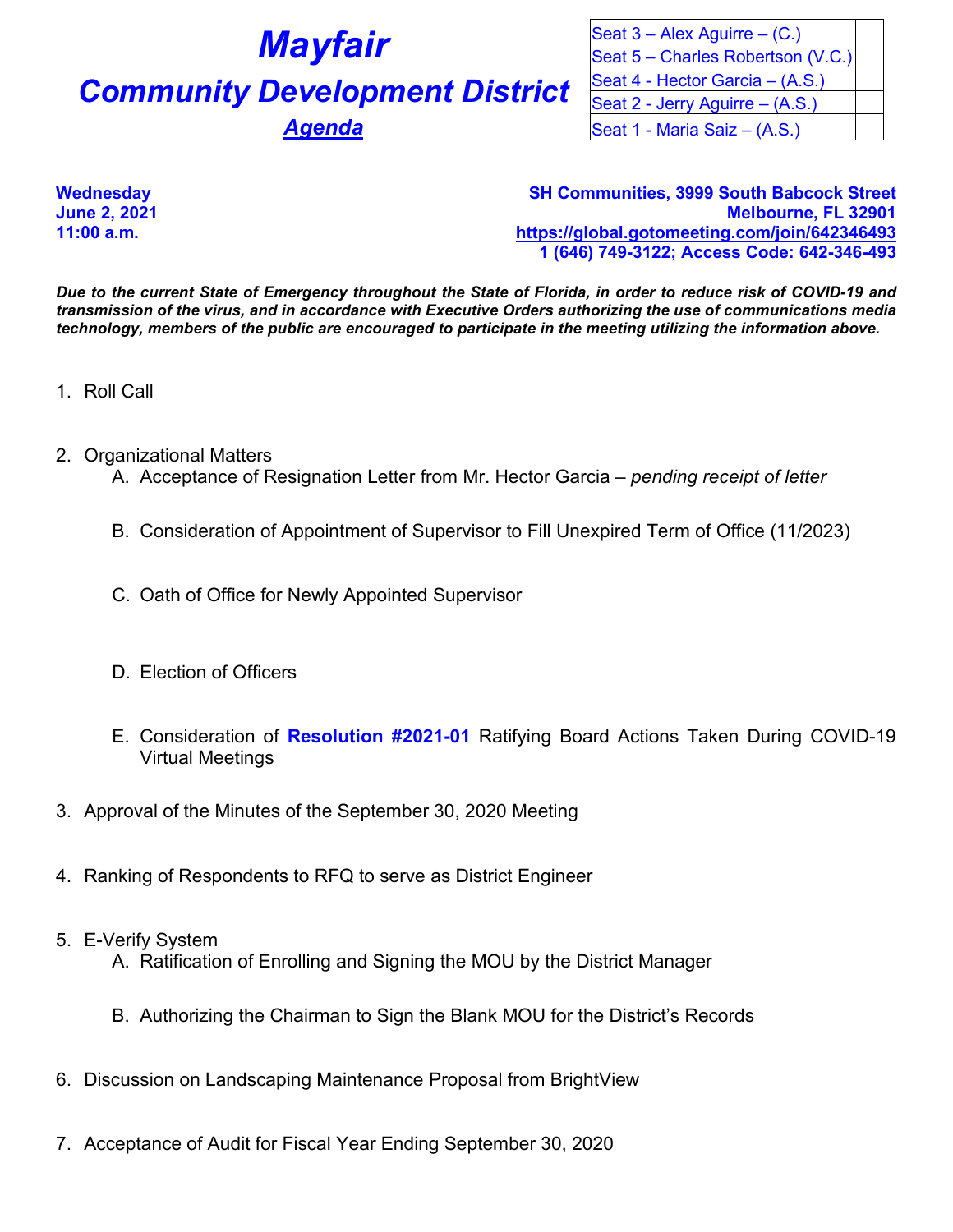# Mayfair

## Community Development District

### *Agenda*

| Seat 3 – Alex Aguirre – (C.) | |
| --- | --- |
| Seat 5 – Charles Robertson (V.C.) | |
| Seat 4 - Hector Garcia – (A.S.) | |
| Seat 2 - Jerry Aguirre – (A.S.) | |
| Seat 1 - Maria Saiz – (A.S.) | |

**Wednesday**
**June 2, 2021**
**11:00 a.m.**

**SH Communities, 3999 South Babcock Street**
**Melbourne, FL 32901**
**https://global.gotomeeting.com/join/642346493**
**1 (646) 749-3122; Access Code: 642-346-493**

***Due to the current State of Emergency throughout the State of Florida, in order to reduce risk of COVID-19 and transmission of the virus, and in accordance with Executive Orders authorizing the use of communications media technology, members of the public are encouraged to participate in the meeting utilizing the information above.***

1. Roll Call

2. Organizational Matters
   A. Acceptance of Resignation Letter from Mr. Hector Garcia – *pending receipt of letter*

   B. Consideration of Appointment of Supervisor to Fill Unexpired Term of Office (11/2023)

   C. Oath of Office for Newly Appointed Supervisor

   D. Election of Officers

   E. Consideration of **Resolution #2021-01** Ratifying Board Actions Taken During COVID-19 Virtual Meetings

3. Approval of the Minutes of the September 30, 2020 Meeting

4. Ranking of Respondents to RFQ to serve as District Engineer

5. E-Verify System
   A. Ratification of Enrolling and Signing the MOU by the District Manager

   B. Authorizing the Chairman to Sign the Blank MOU for the District's Records

6. Discussion on Landscaping Maintenance Proposal from BrightView

7. Acceptance of Audit for Fiscal Year Ending September 30, 2020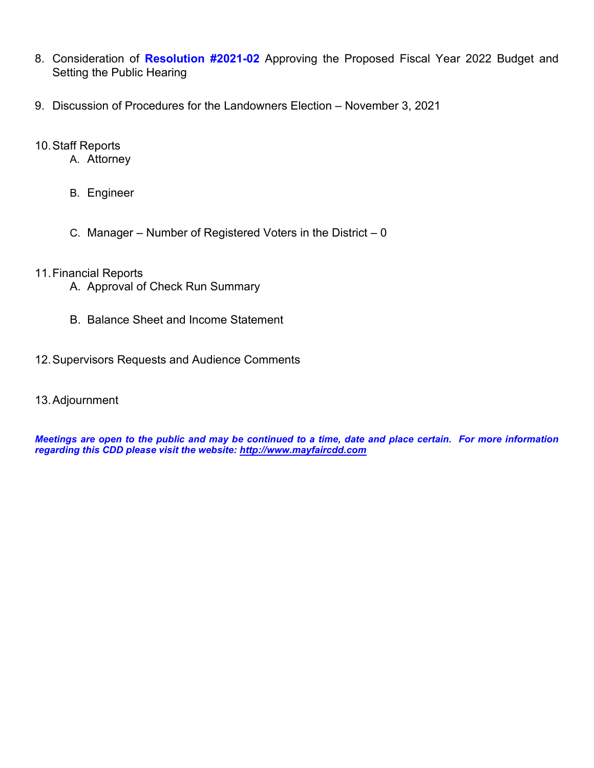8. Consideration of **Resolution #2021-02** Approving the Proposed Fiscal Year 2022 Budget and Setting the Public Hearing

9. Discussion of Procedures for the Landowners Election – November 3, 2021

10. Staff Reports
    - A. Attorney
    - B. Engineer
    - C. Manager – Number of Registered Voters in the District – 0

11. Financial Reports
    - A. Approval of Check Run Summary
    - B. Balance Sheet and Income Statement

12. Supervisors Requests and Audience Comments

13. Adjournment

***Meetings are open to the public and may be continued to a time, date and place certain. For more information regarding this CDD please visit the website: http://www.mayfaircdd.com***